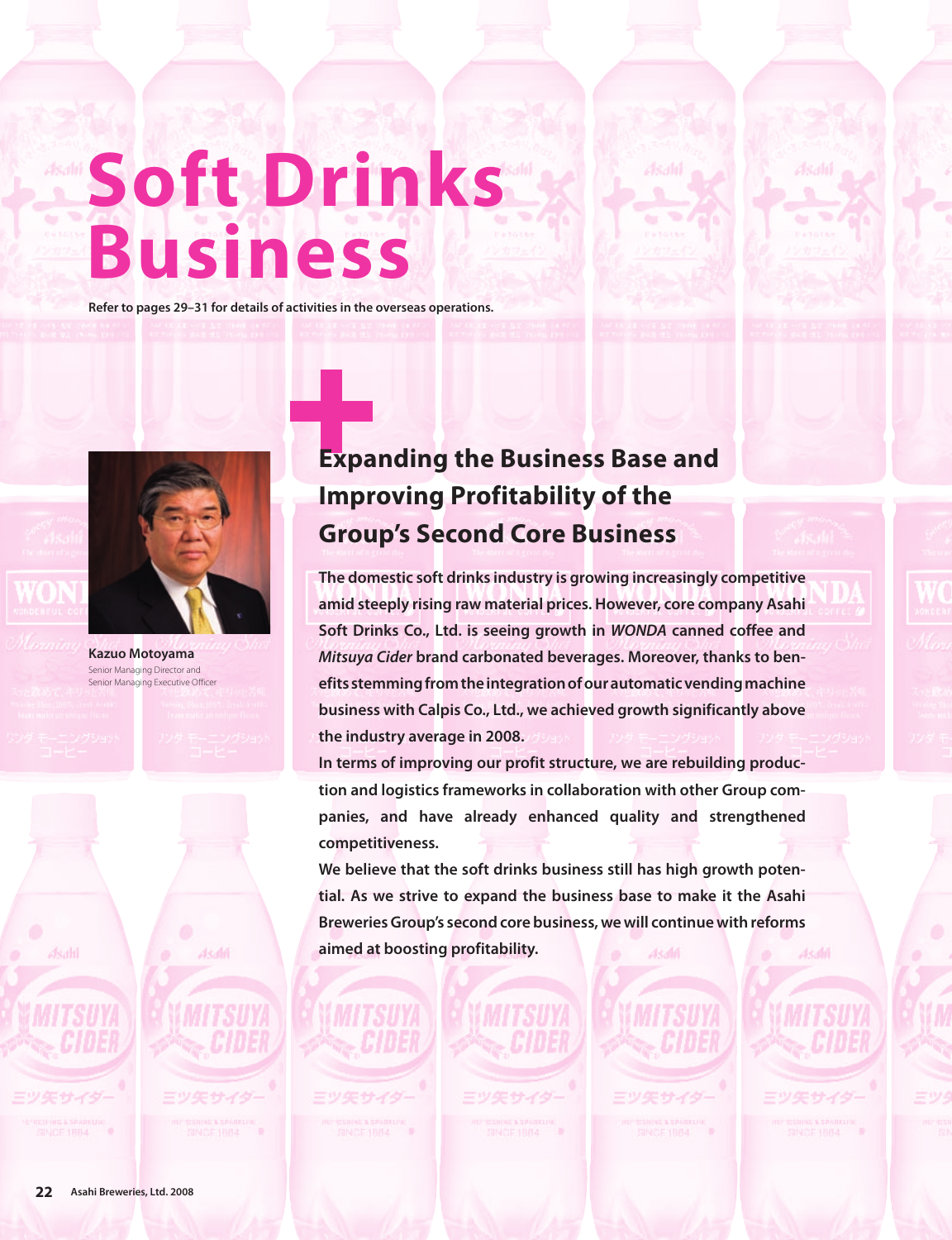# Soft Drinks Business

Refer to pages 29–31 for details of activities in the overseas operations.

**Kazuo Motoyama**
Senior Managing Director and
Senior Managing Executive Officer

## Expanding the Business Base and Improving Profitability of the Group's Second Core Business

**The domestic soft drinks industry is growing increasingly competitive amid steeply rising raw material prices. However, core company Asahi Soft Drinks Co., Ltd. is seeing growth in *WONDA* canned coffee and *Mitsuya Cider* brand carbonated beverages. Moreover, thanks to benefits stemming from the integration of our automatic vending machine business with Calpis Co., Ltd., we achieved growth significantly above the industry average in 2008.**

**In terms of improving our profit structure, we are rebuilding production and logistics frameworks in collaboration with other Group companies, and have already enhanced quality and strengthened competitiveness.**

**We believe that the soft drinks business still has high growth potential. As we strive to expand the business base to make it the Asahi Breweries Group's second core business, we will continue with reforms aimed at boosting profitability.**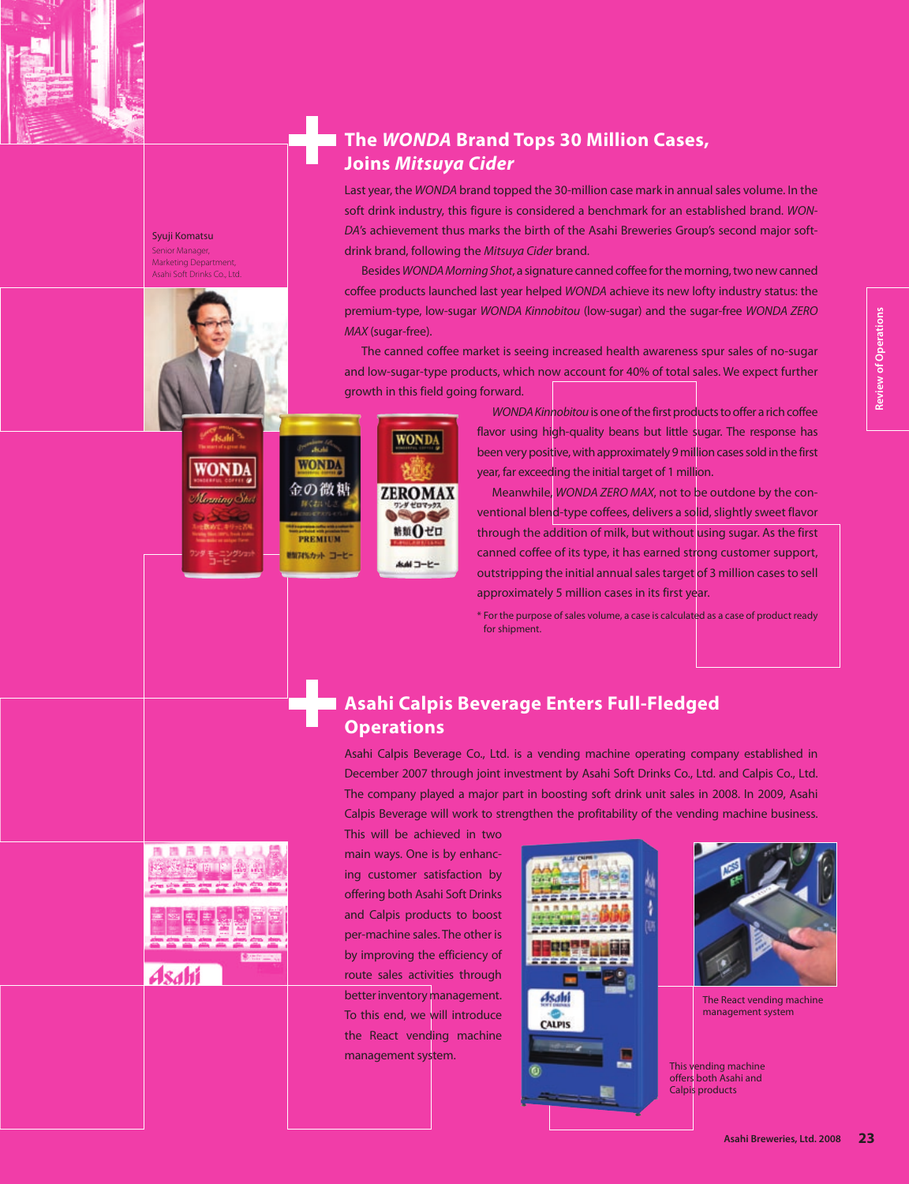## The *WONDA* Brand Tops 30 Million Cases, Joins *Mitsuya Cider*

Last year, the *WONDA* brand topped the 30-million case mark in annual sales volume. In the soft drink industry, this figure is considered a benchmark for an established brand. *WONDA*'s achievement thus marks the birth of the Asahi Breweries Group's second major soft-drink brand, following the *Mitsuya Cider* brand.

Besides *WONDA Morning Shot*, a signature canned coffee for the morning, two new canned coffee products launched last year helped *WONDA* achieve its new lofty industry status: the premium-type, low-sugar *WONDA Kinnobitou* (low-sugar) and the sugar-free *WONDA ZERO MAX* (sugar-free).

The canned coffee market is seeing increased health awareness spur sales of no-sugar and low-sugar-type products, which now account for 40% of total sales. We expect further growth in this field going forward.

Syuji Komatsu
Senior Manager,
Marketing Department,
Asahi Soft Drinks Co., Ltd.

*WONDA Kinnobitou* is one of the first products to offer a rich coffee flavor using high-quality beans but little sugar. The response has been very positive, with approximately 9 million cases sold in the first year, far exceeding the initial target of 1 million.

Meanwhile, *WONDA ZERO MAX*, not to be outdone by the conventional blend-type coffees, delivers a solid, slightly sweet flavor through the addition of milk, but without using sugar. As the first canned coffee of its type, it has earned strong customer support, outstripping the initial annual sales target of 3 million cases to sell approximately 5 million cases in its first year.

\* For the purpose of sales volume, a case is calculated as a case of product ready for shipment.

## Asahi Calpis Beverage Enters Full-Fledged Operations

Asahi Calpis Beverage Co., Ltd. is a vending machine operating company established in December 2007 through joint investment by Asahi Soft Drinks Co., Ltd. and Calpis Co., Ltd. The company played a major part in boosting soft drink unit sales in 2008. In 2009, Asahi Calpis Beverage will work to strengthen the profitability of the vending machine business. This will be achieved in two main ways. One is by enhancing customer satisfaction by offering both Asahi Soft Drinks and Calpis products to boost per-machine sales. The other is by improving the efficiency of route sales activities through better inventory management. To this end, we will introduce the React vending machine management system.

The React vending machine management system

This vending machine offers both Asahi and Calpis products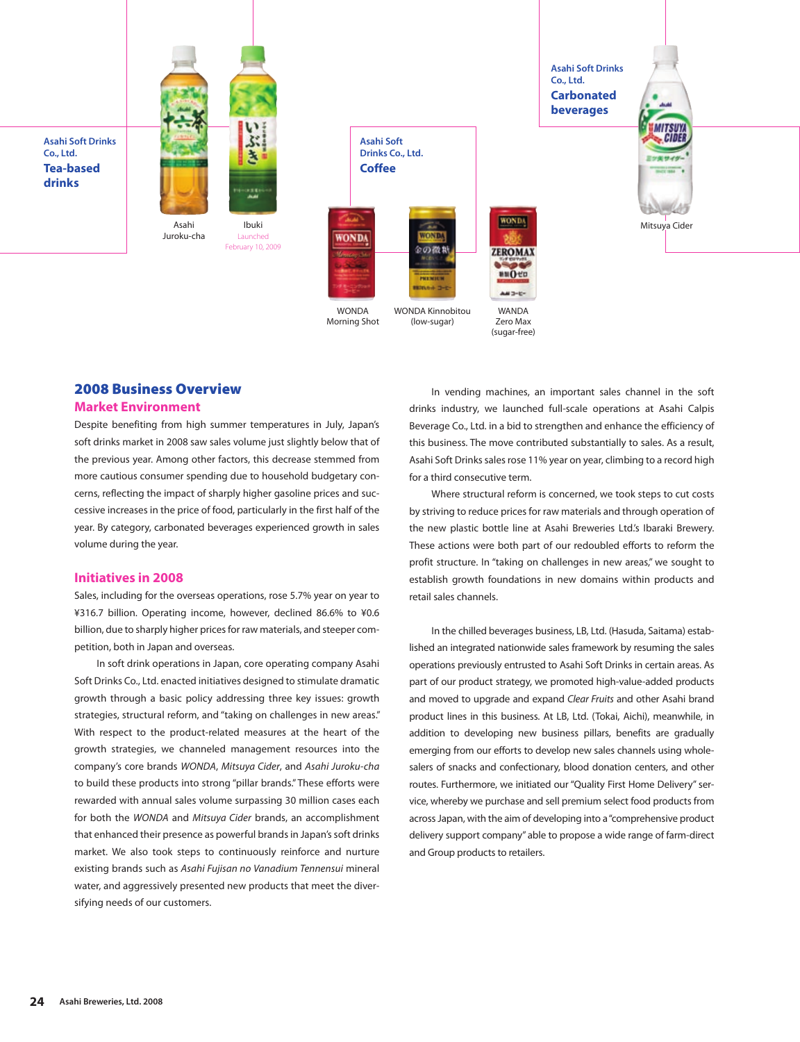Asahi Soft Drinks Co., Ltd.
**Tea-based drinks**

Asahi Juroku-cha

Ibuki
Launched February 10, 2009

Asahi Soft Drinks Co., Ltd.
**Coffee**

WONDA Morning Shot

WONDA Kinnobitou (low-sugar)

WANDA Zero Max (sugar-free)

Asahi Soft Drinks Co., Ltd.
**Carbonated beverages**

Mitsuya Cider

## 2008 Business Overview

### Market Environment

Despite benefiting from high summer temperatures in July, Japan's soft drinks market in 2008 saw sales volume just slightly below that of the previous year. Among other factors, this decrease stemmed from more cautious consumer spending due to household budgetary concerns, reflecting the impact of sharply higher gasoline prices and successive increases in the price of food, particularly in the first half of the year. By category, carbonated beverages experienced growth in sales volume during the year.

### Initiatives in 2008

Sales, including for the overseas operations, rose 5.7% year on year to ¥316.7 billion. Operating income, however, declined 86.6% to ¥0.6 billion, due to sharply higher prices for raw materials, and steeper competition, both in Japan and overseas.

In soft drink operations in Japan, core operating company Asahi Soft Drinks Co., Ltd. enacted initiatives designed to stimulate dramatic growth through a basic policy addressing three key issues: growth strategies, structural reform, and "taking on challenges in new areas." With respect to the product-related measures at the heart of the growth strategies, we channeled management resources into the company's core brands *WONDA*, *Mitsuya Cider*, and *Asahi Juroku-cha* to build these products into strong "pillar brands." These efforts were rewarded with annual sales volume surpassing 30 million cases each for both the *WONDA* and *Mitsuya Cider* brands, an accomplishment that enhanced their presence as powerful brands in Japan's soft drinks market. We also took steps to continuously reinforce and nurture existing brands such as *Asahi Fujisan no Vanadium Tennensui* mineral water, and aggressively presented new products that meet the diversifying needs of our customers.

In vending machines, an important sales channel in the soft drinks industry, we launched full-scale operations at Asahi Calpis Beverage Co., Ltd. in a bid to strengthen and enhance the efficiency of this business. The move contributed substantially to sales. As a result, Asahi Soft Drinks sales rose 11% year on year, climbing to a record high for a third consecutive term.

Where structural reform is concerned, we took steps to cut costs by striving to reduce prices for raw materials and through operation of the new plastic bottle line at Asahi Breweries Ltd.'s Ibaraki Brewery. These actions were both part of our redoubled efforts to reform the profit structure. In "taking on challenges in new areas," we sought to establish growth foundations in new domains within products and retail sales channels.

In the chilled beverages business, LB, Ltd. (Hasuda, Saitama) established an integrated nationwide sales framework by resuming the sales operations previously entrusted to Asahi Soft Drinks in certain areas. As part of our product strategy, we promoted high-value-added products and moved to upgrade and expand *Clear Fruits* and other Asahi brand product lines in this business. At LB, Ltd. (Tokai, Aichi), meanwhile, in addition to developing new business pillars, benefits are gradually emerging from our efforts to develop new sales channels using wholesalers of snacks and confectionary, blood donation centers, and other routes. Furthermore, we initiated our "Quality First Home Delivery" service, whereby we purchase and sell premium select food products from across Japan, with the aim of developing into a "comprehensive product delivery support company" able to propose a wide range of farm-direct and Group products to retailers.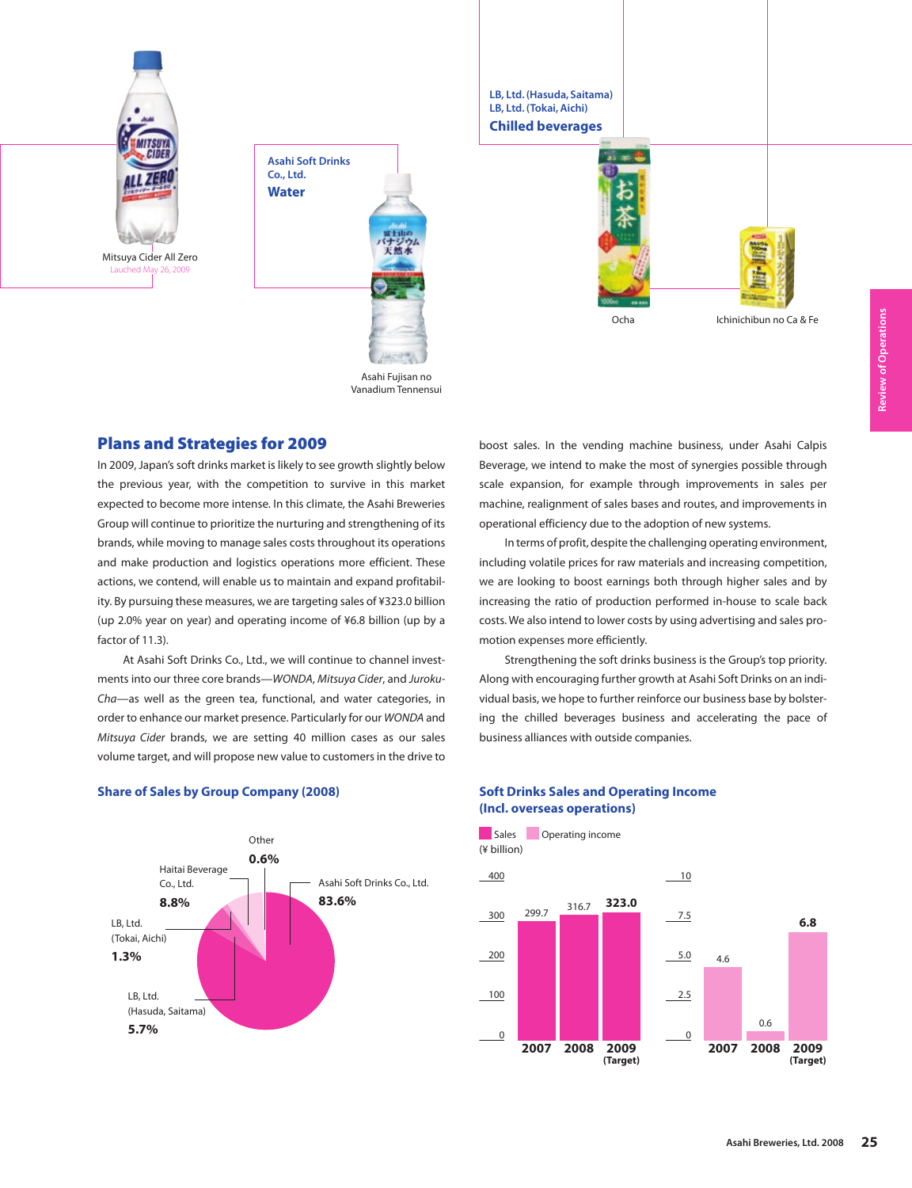Mitsuya Cider All Zero

Lauched May 26, 2009

Asahi Soft Drinks Co., Ltd.

**Water**

Asahi Fujisan no Vanadium Tennensui

LB, Ltd. (Hasuda, Saitama)
LB, Ltd. (Tokai, Aichi)

**Chilled beverages**

Ocha

Ichinichibun no Ca & Fe

## Plans and Strategies for 2009

In 2009, Japan's soft drinks market is likely to see growth slightly below the previous year, with the competition to survive in this market expected to become more intense. In this climate, the Asahi Breweries Group will continue to prioritize the nurturing and strengthening of its brands, while moving to manage sales costs throughout its operations and make production and logistics operations more efficient. These actions, we contend, will enable us to maintain and expand profitability. By pursuing these measures, we are targeting sales of ¥323.0 billion (up 2.0% year on year) and operating income of ¥6.8 billion (up by a factor of 11.3).

At Asahi Soft Drinks Co., Ltd., we will continue to channel investments into our three core brands—*WONDA*, *Mitsuya Cider*, and *Juroku-Cha*—as well as the green tea, functional, and water categories, in order to enhance our market presence. Particularly for our *WONDA* and *Mitsuya Cider* brands, we are setting 40 million cases as our sales volume target, and will propose new value to customers in the drive to boost sales. In the vending machine business, under Asahi Calpis Beverage, we intend to make the most of synergies possible through scale expansion, for example through improvements in sales per machine, realignment of sales bases and routes, and improvements in operational efficiency due to the adoption of new systems.

In terms of profit, despite the challenging operating environment, including volatile prices for raw materials and increasing competition, we are looking to boost earnings both through higher sales and by increasing the ratio of production performed in-house to scale back costs. We also intend to lower costs by using advertising and sales promotion expenses more efficiently.

Strengthening the soft drinks business is the Group's top priority. Along with encouraging further growth at Asahi Soft Drinks on an individual basis, we hope to further reinforce our business base by bolstering the chilled beverages business and accelerating the pace of business alliances with outside companies.

### Share of Sales by Group Company (2008)

Asahi Soft Drinks Co., Ltd. **83.6%**

LB, Ltd. (Hasuda, Saitama) **5.7%**

LB, Ltd. (Tokai, Aichi) **1.3%**

Haitai Beverage Co., Ltd. **8.8%**

Other **0.6%**

### Soft Drinks Sales and Operating Income (Incl. overseas operations)

Sales　Operating income

(¥ billion)

Sales: 400, 300, 200, 100, 0

2007: 299.7
2008: 316.7
2009 (Target): **323.0**

Operating income: 10, 7.5, 5.0, 2.5, 0

2007: 4.6
2008: 0.6
2009 (Target): **6.8**